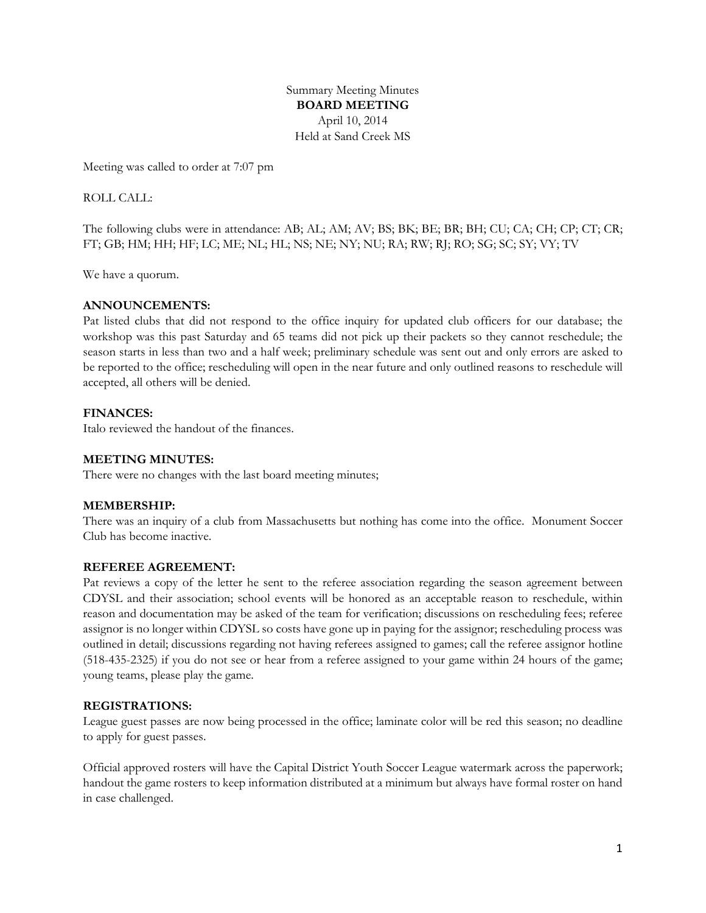Summary Meeting Minutes

**BOARD MEETING**

April 10, 2014

Held at Sand Creek MS

Meeting was called to order at 7:07 pm

ROLL CALL:

The following clubs were in attendance: AB; AL; AM; AV; BS; BK; BE; BR; BH; CU; CA; CH; CP; CT; CR; FT; GB; HM; HH; HF; LC; ME; NL; HL; NS; NE; NY; NU; RA; RW; RJ; RO; SG; SC; SY; VY; TV

We have a quorum.

**ANNOUNCEMENTS:**

Pat listed clubs that did not respond to the office inquiry for updated club officers for our database; the workshop was this past Saturday and 65 teams did not pick up their packets so they cannot reschedule; the season starts in less than two and a half week; preliminary schedule was sent out and only errors are asked to be reported to the office; rescheduling will open in the near future and only outlined reasons to reschedule will accepted, all others will be denied.

**FINANCES:**

Italo reviewed the handout of the finances.

**MEETING MINUTES:**

There were no changes with the last board meeting minutes;

**MEMBERSHIP:**

There was an inquiry of a club from Massachusetts but nothing has come into the office. Monument Soccer Club has become inactive.

**REFEREE AGREEMENT:**

Pat reviews a copy of the letter he sent to the referee association regarding the season agreement between CDYSL and their association; school events will be honored as an acceptable reason to reschedule, within reason and documentation may be asked of the team for verification; discussions on rescheduling fees; referee assignor is no longer within CDYSL so costs have gone up in paying for the assignor; rescheduling process was outlined in detail; discussions regarding not having referees assigned to games; call the referee assignor hotline (518-435-2325) if you do not see or hear from a referee assigned to your game within 24 hours of the game; young teams, please play the game.

**REGISTRATIONS:**

League guest passes are now being processed in the office; laminate color will be red this season; no deadline to apply for guest passes.

Official approved rosters will have the Capital District Youth Soccer League watermark across the paperwork; handout the game rosters to keep information distributed at a minimum but always have formal roster on hand in case challenged.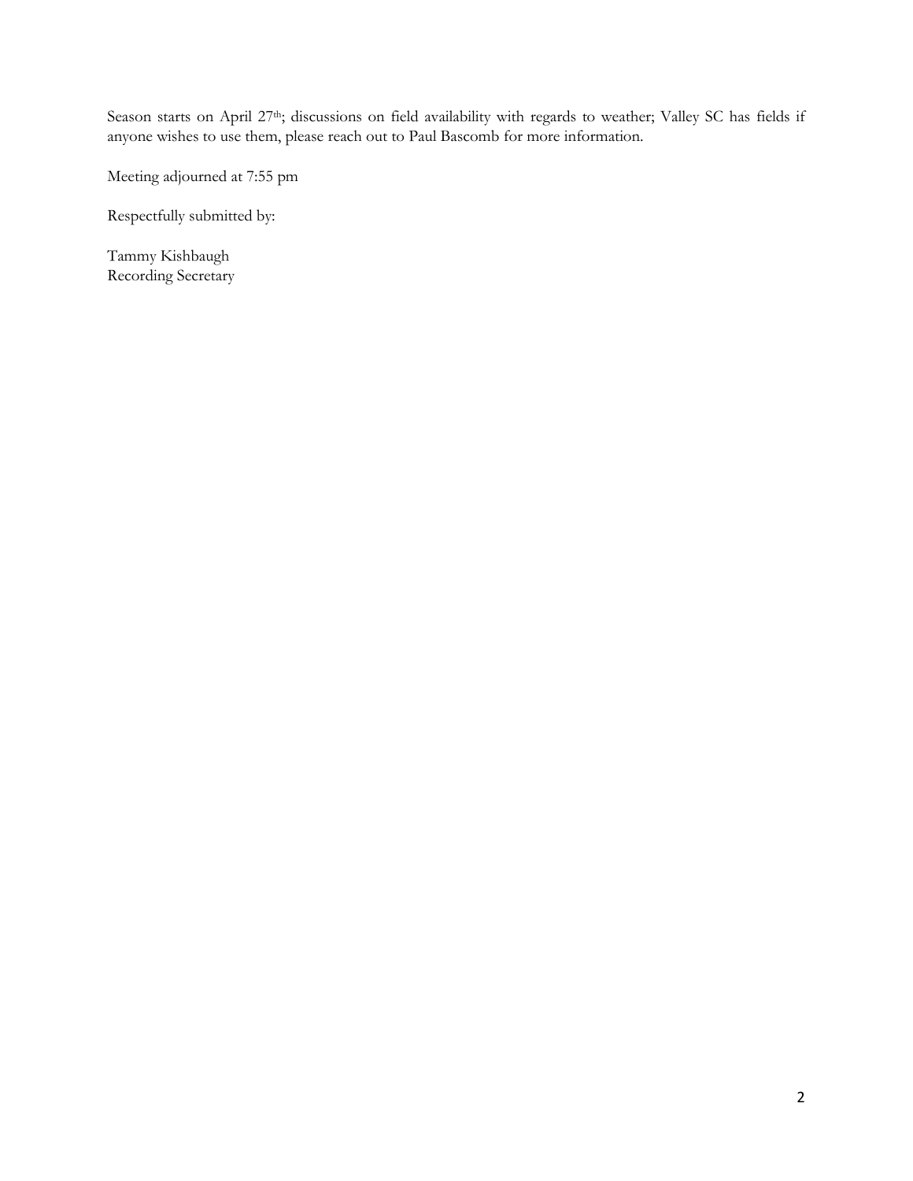Season starts on April 27th; discussions on field availability with regards to weather; Valley SC has fields if anyone wishes to use them, please reach out to Paul Bascomb for more information.

Meeting adjourned at 7:55 pm

Respectfully submitted by:

Tammy Kishbaugh  
Recording Secretary